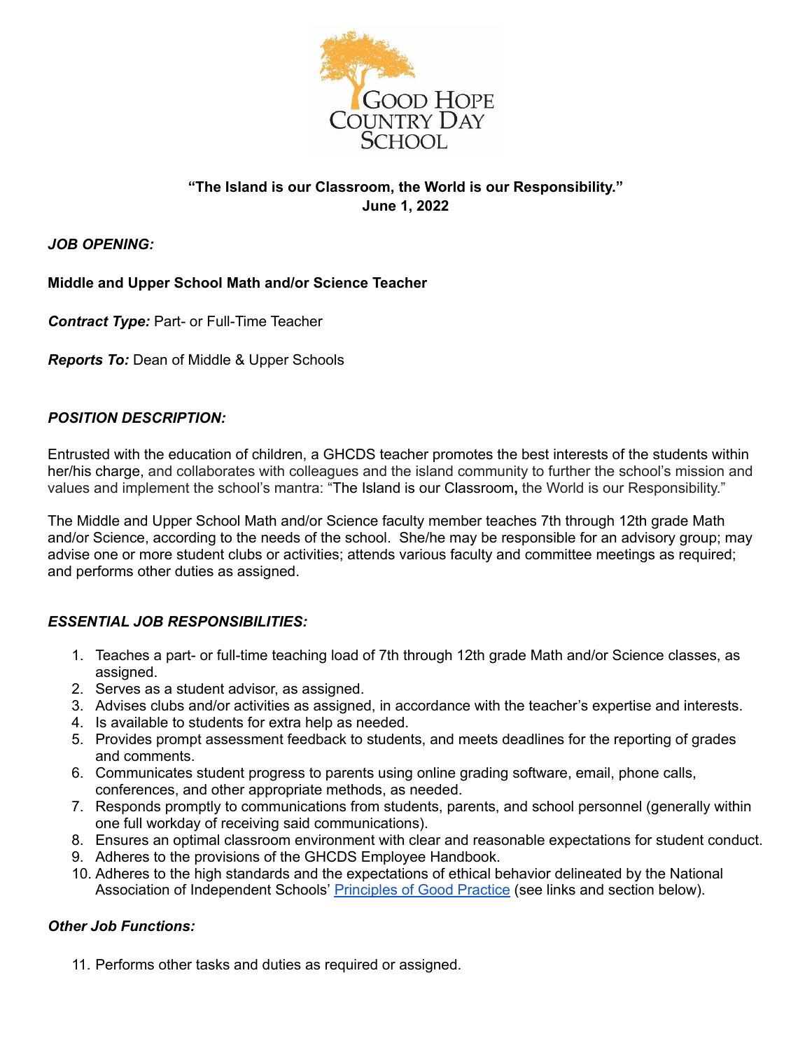GOOD HOPE COUNTRY DAY SCHOOL

**"The Island is our Classroom, the World is our Responsibility."**
**June 1, 2022**

***JOB OPENING:***

**Middle and Upper School Math and/or Science Teacher**

***Contract Type:*** Part- or Full-Time Teacher

***Reports To:*** Dean of Middle & Upper Schools

***POSITION DESCRIPTION:***

Entrusted with the education of children, a GHCDS teacher promotes the best interests of the students within her/his charge, and collaborates with colleagues and the island community to further the school's mission and values and implement the school's mantra: "The Island is our Classroom, the World is our Responsibility."

The Middle and Upper School Math and/or Science faculty member teaches 7th through 12th grade Math and/or Science, according to the needs of the school. She/he may be responsible for an advisory group; may advise one or more student clubs or activities; attends various faculty and committee meetings as required; and performs other duties as assigned.

***ESSENTIAL JOB RESPONSIBILITIES:***

1. Teaches a part- or full-time teaching load of 7th through 12th grade Math and/or Science classes, as assigned.
2. Serves as a student advisor, as assigned.
3. Advises clubs and/or activities as assigned, in accordance with the teacher's expertise and interests.
4. Is available to students for extra help as needed.
5. Provides prompt assessment feedback to students, and meets deadlines for the reporting of grades and comments.
6. Communicates student progress to parents using online grading software, email, phone calls, conferences, and other appropriate methods, as needed.
7. Responds promptly to communications from students, parents, and school personnel (generally within one full workday of receiving said communications).
8. Ensures an optimal classroom environment with clear and reasonable expectations for student conduct.
9. Adheres to the provisions of the GHCDS Employee Handbook.
10. Adheres to the high standards and the expectations of ethical behavior delineated by the National Association of Independent Schools' Principles of Good Practice (see links and section below).

***Other Job Functions:***

11. Performs other tasks and duties as required or assigned.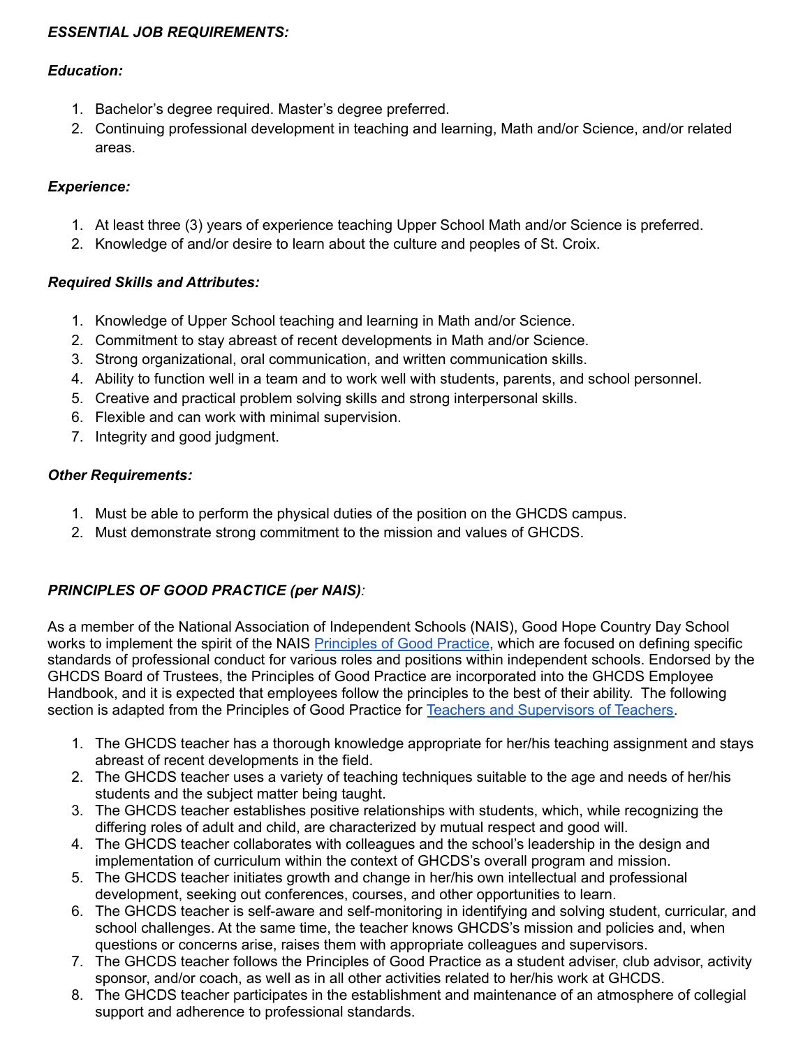***ESSENTIAL JOB REQUIREMENTS:***

***Education:***

1. Bachelor's degree required. Master's degree preferred.
2. Continuing professional development in teaching and learning, Math and/or Science, and/or related areas.

***Experience:***

1. At least three (3) years of experience teaching Upper School Math and/or Science is preferred.
2. Knowledge of and/or desire to learn about the culture and peoples of St. Croix.

***Required Skills and Attributes:***

1. Knowledge of Upper School teaching and learning in Math and/or Science.
2. Commitment to stay abreast of recent developments in Math and/or Science.
3. Strong organizational, oral communication, and written communication skills.
4. Ability to function well in a team and to work well with students, parents, and school personnel.
5. Creative and practical problem solving skills and strong interpersonal skills.
6. Flexible and can work with minimal supervision.
7. Integrity and good judgment.

***Other Requirements:***

1. Must be able to perform the physical duties of the position on the GHCDS campus.
2. Must demonstrate strong commitment to the mission and values of GHCDS.

***PRINCIPLES OF GOOD PRACTICE (per NAIS)**:*

As a member of the National Association of Independent Schools (NAIS), Good Hope Country Day School works to implement the spirit of the NAIS Principles of Good Practice, which are focused on defining specific standards of professional conduct for various roles and positions within independent schools. Endorsed by the GHCDS Board of Trustees, the Principles of Good Practice are incorporated into the GHCDS Employee Handbook, and it is expected that employees follow the principles to the best of their ability. The following section is adapted from the Principles of Good Practice for Teachers and Supervisors of Teachers.

1. The GHCDS teacher has a thorough knowledge appropriate for her/his teaching assignment and stays abreast of recent developments in the field.
2. The GHCDS teacher uses a variety of teaching techniques suitable to the age and needs of her/his students and the subject matter being taught.
3. The GHCDS teacher establishes positive relationships with students, which, while recognizing the differing roles of adult and child, are characterized by mutual respect and good will.
4. The GHCDS teacher collaborates with colleagues and the school's leadership in the design and implementation of curriculum within the context of GHCDS's overall program and mission.
5. The GHCDS teacher initiates growth and change in her/his own intellectual and professional development, seeking out conferences, courses, and other opportunities to learn.
6. The GHCDS teacher is self-aware and self-monitoring in identifying and solving student, curricular, and school challenges. At the same time, the teacher knows GHCDS's mission and policies and, when questions or concerns arise, raises them with appropriate colleagues and supervisors.
7. The GHCDS teacher follows the Principles of Good Practice as a student adviser, club advisor, activity sponsor, and/or coach, as well as in all other activities related to her/his work at GHCDS.
8. The GHCDS teacher participates in the establishment and maintenance of an atmosphere of collegial support and adherence to professional standards.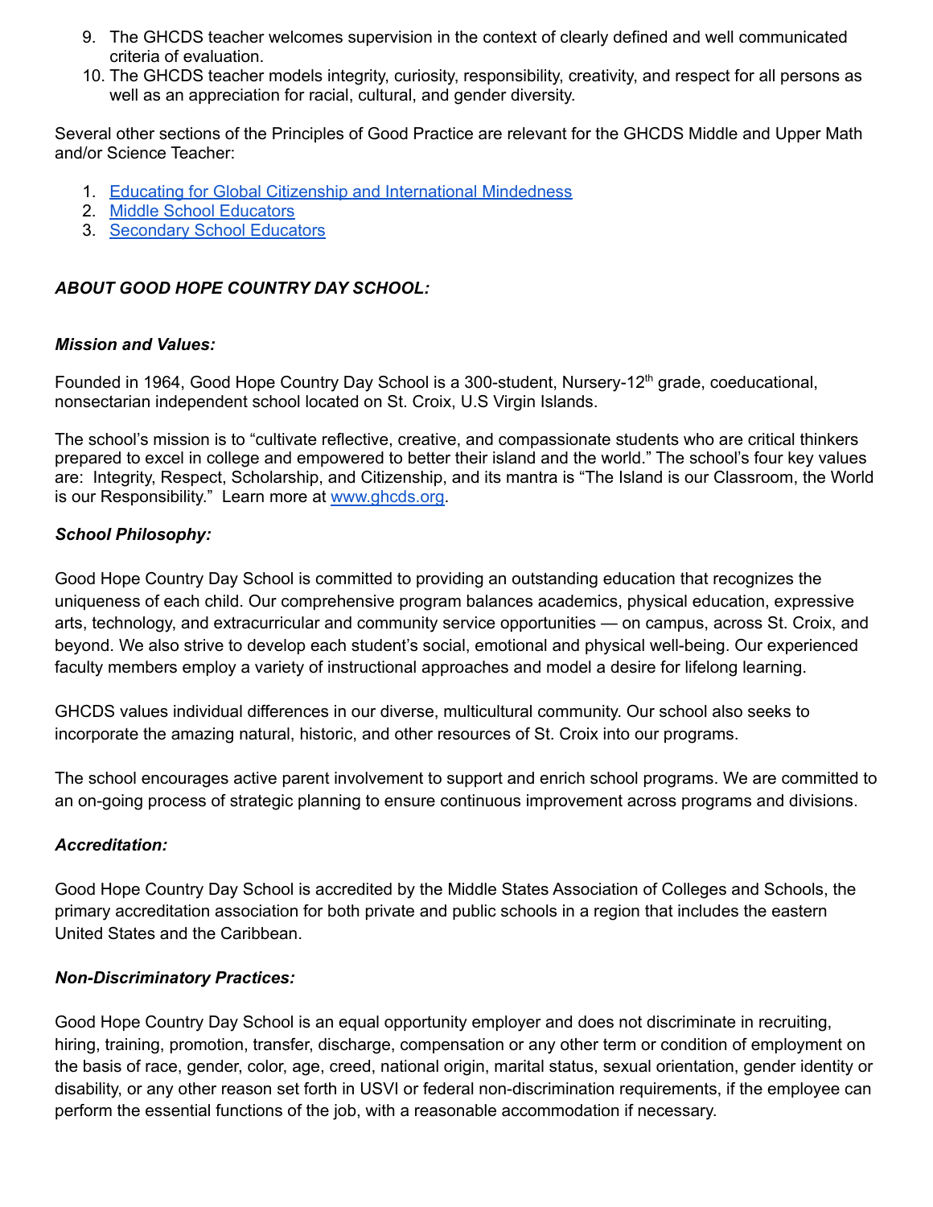9. The GHCDS teacher welcomes supervision in the context of clearly defined and well communicated criteria of evaluation.
10. The GHCDS teacher models integrity, curiosity, responsibility, creativity, and respect for all persons as well as an appreciation for racial, cultural, and gender diversity.

Several other sections of the Principles of Good Practice are relevant for the GHCDS Middle and Upper Math and/or Science Teacher:

1. Educating for Global Citizenship and International Mindedness
2. Middle School Educators
3. Secondary School Educators

### *ABOUT GOOD HOPE COUNTRY DAY SCHOOL:*

#### *Mission and Values:*

Founded in 1964, Good Hope Country Day School is a 300-student, Nursery-12th grade, coeducational, nonsectarian independent school located on St. Croix, U.S Virgin Islands.

The school's mission is to "cultivate reflective, creative, and compassionate students who are critical thinkers prepared to excel in college and empowered to better their island and the world." The school's four key values are: Integrity, Respect, Scholarship, and Citizenship, and its mantra is "The Island is our Classroom, the World is our Responsibility." Learn more at www.ghcds.org.

#### *School Philosophy:*

Good Hope Country Day School is committed to providing an outstanding education that recognizes the uniqueness of each child. Our comprehensive program balances academics, physical education, expressive arts, technology, and extracurricular and community service opportunities — on campus, across St. Croix, and beyond. We also strive to develop each student's social, emotional and physical well-being. Our experienced faculty members employ a variety of instructional approaches and model a desire for lifelong learning.

GHCDS values individual differences in our diverse, multicultural community. Our school also seeks to incorporate the amazing natural, historic, and other resources of St. Croix into our programs.

The school encourages active parent involvement to support and enrich school programs. We are committed to an on-going process of strategic planning to ensure continuous improvement across programs and divisions.

#### *Accreditation:*

Good Hope Country Day School is accredited by the Middle States Association of Colleges and Schools, the primary accreditation association for both private and public schools in a region that includes the eastern United States and the Caribbean.

#### *Non-Discriminatory Practices:*

Good Hope Country Day School is an equal opportunity employer and does not discriminate in recruiting, hiring, training, promotion, transfer, discharge, compensation or any other term or condition of employment on the basis of race, gender, color, age, creed, national origin, marital status, sexual orientation, gender identity or disability, or any other reason set forth in USVI or federal non-discrimination requirements, if the employee can perform the essential functions of the job, with a reasonable accommodation if necessary.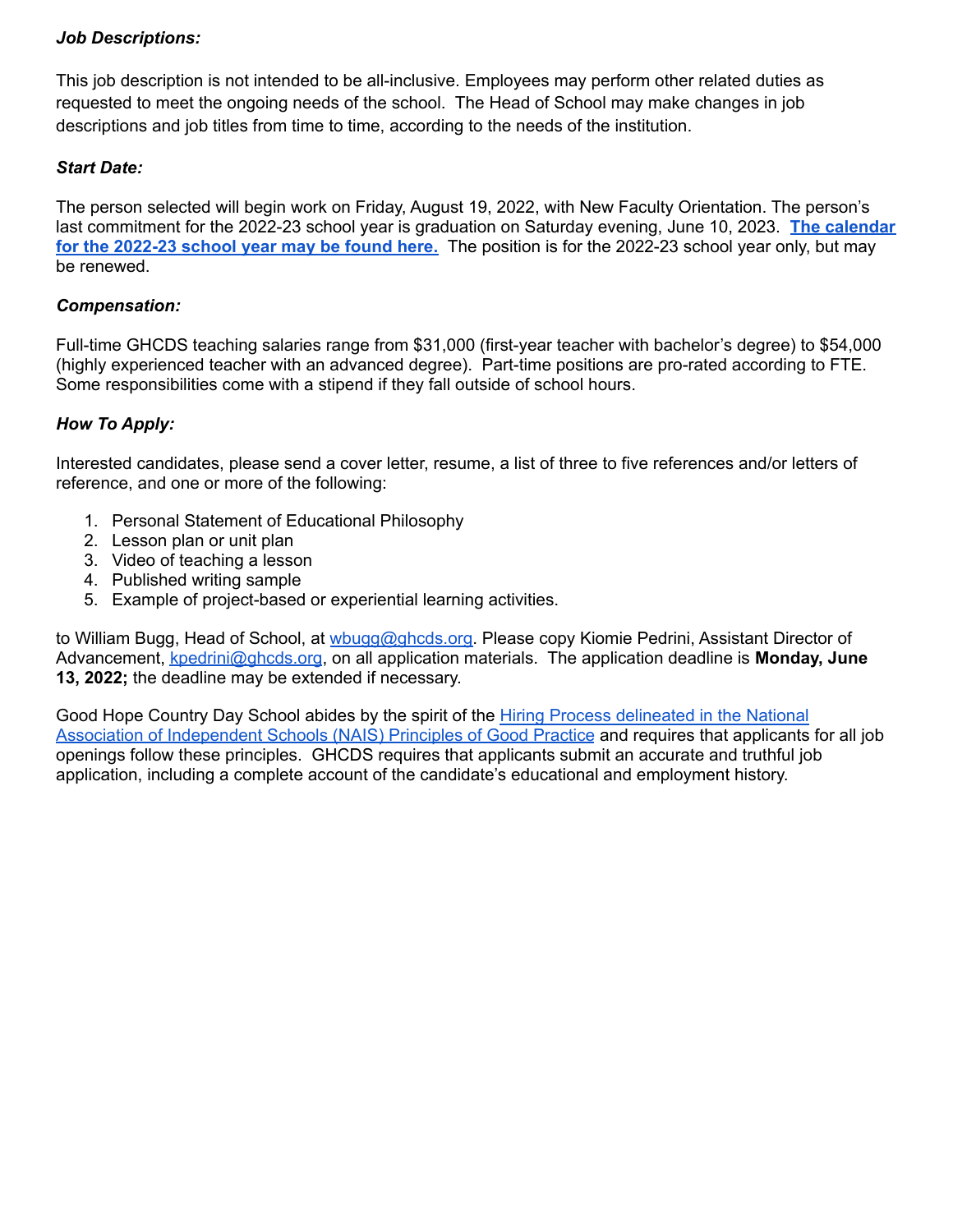***Job Descriptions:***

This job description is not intended to be all-inclusive. Employees may perform other related duties as requested to meet the ongoing needs of the school. The Head of School may make changes in job descriptions and job titles from time to time, according to the needs of the institution.

***Start Date:***

The person selected will begin work on Friday, August 19, 2022, with New Faculty Orientation. The person's last commitment for the 2022-23 school year is graduation on Saturday evening, June 10, 2023. **The calendar for the 2022-23 school year may be found here.** The position is for the 2022-23 school year only, but may be renewed.

***Compensation:***

Full-time GHCDS teaching salaries range from $31,000 (first-year teacher with bachelor's degree) to $54,000 (highly experienced teacher with an advanced degree). Part-time positions are pro-rated according to FTE. Some responsibilities come with a stipend if they fall outside of school hours.

***How To Apply:***

Interested candidates, please send a cover letter, resume, a list of three to five references and/or letters of reference, and one or more of the following:

1. Personal Statement of Educational Philosophy
2. Lesson plan or unit plan
3. Video of teaching a lesson
4. Published writing sample
5. Example of project-based or experiential learning activities.

to William Bugg, Head of School, at wbugg@ghcds.org. Please copy Kiomie Pedrini, Assistant Director of Advancement, kpedrini@ghcds.org, on all application materials. The application deadline is **Monday, June 13, 2022;** the deadline may be extended if necessary.

Good Hope Country Day School abides by the spirit of the Hiring Process delineated in the National Association of Independent Schools (NAIS) Principles of Good Practice and requires that applicants for all job openings follow these principles. GHCDS requires that applicants submit an accurate and truthful job application, including a complete account of the candidate's educational and employment history.